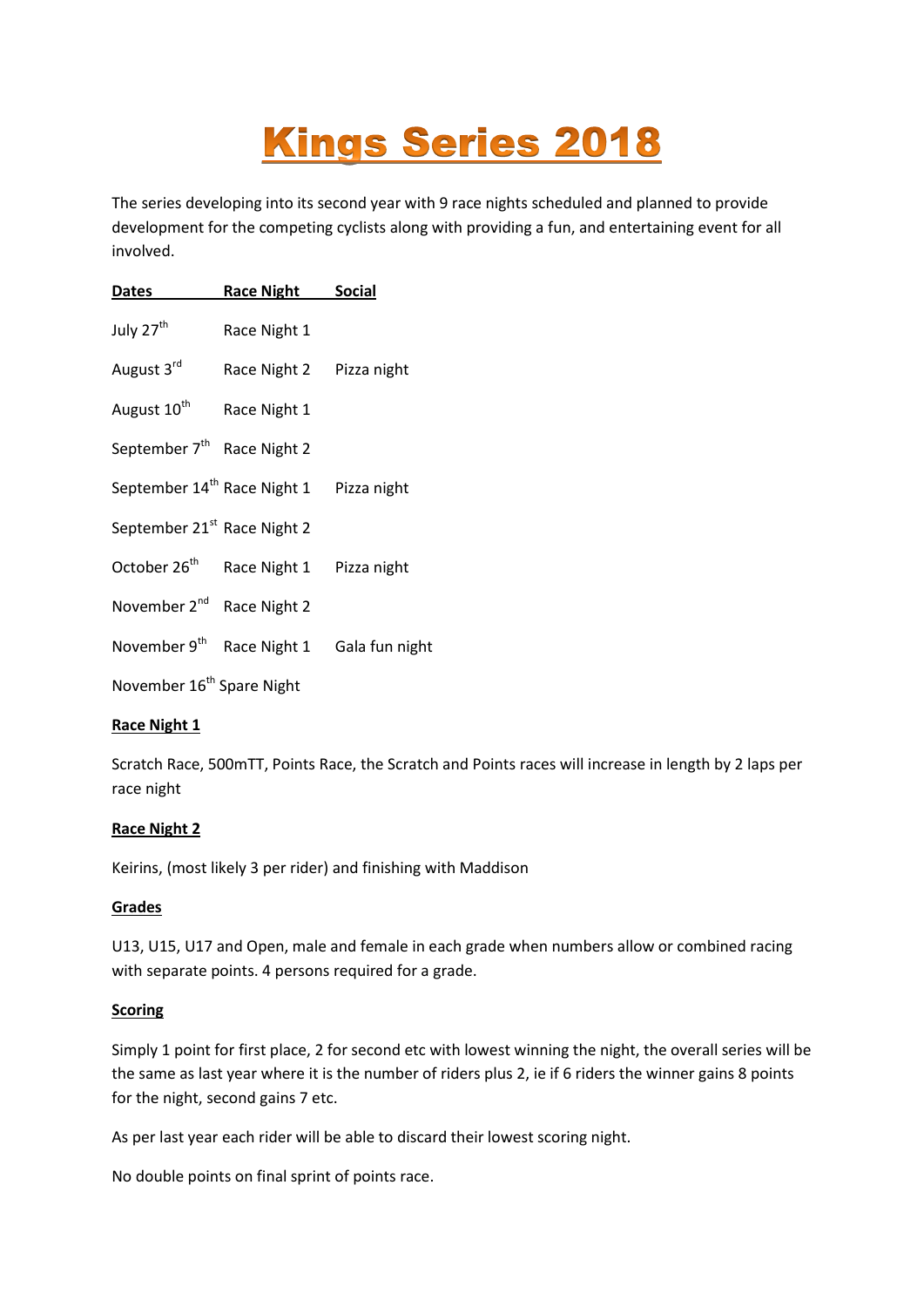# Kings Series 2018

The series developing into its second year with 9 race nights scheduled and planned to provide development for the competing cyclists along with providing a fun, and entertaining event for all involved.

| Dates | Race Night | Social |
|---|---|---|
| July 27th | Race Night 1 | |
| August 3rd | Race Night 2 | Pizza night |
| August 10th | Race Night 1 | |
| September 7th | Race Night 2 | |
| September 14th | Race Night 1 | Pizza night |
| September 21st | Race Night 2 | |
| October 26th | Race Night 1 | Pizza night |
| November 2nd | Race Night 2 | |
| November 9th | Race Night 1 | Gala fun night |
| November 16th | Spare Night | |

**Race Night 1**

Scratch Race, 500mTT, Points Race, the Scratch and Points races will increase in length by 2 laps per race night

**Race Night 2**

Keirins, (most likely 3 per rider) and finishing with Maddison

**Grades**

U13, U15, U17 and Open, male and female in each grade when numbers allow or combined racing with separate points. 4 persons required for a grade.

**Scoring**

Simply 1 point for first place, 2 for second etc with lowest winning the night, the overall series will be the same as last year where it is the number of riders plus 2, ie if 6 riders the winner gains 8 points for the night, second gains 7 etc.

As per last year each rider will be able to discard their lowest scoring night.

No double points on final sprint of points race.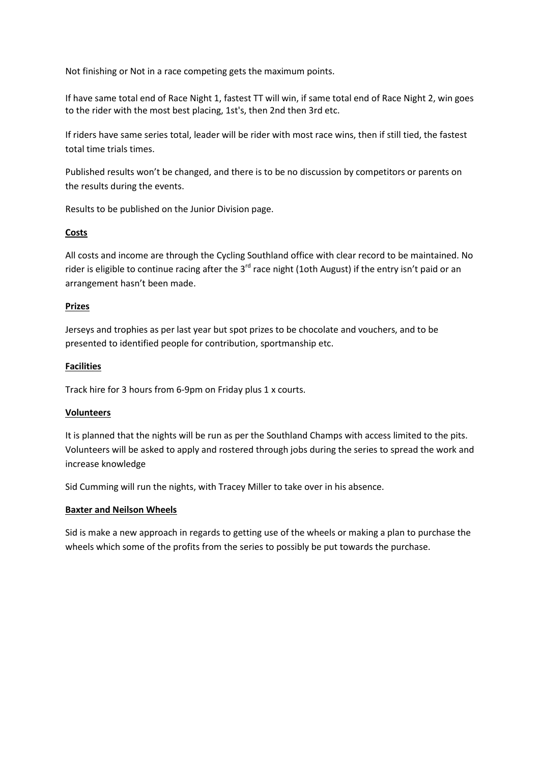Not finishing or Not in a race competing gets the maximum points.

If have same total end of Race Night 1, fastest TT will win, if same total end of Race Night 2, win goes to the rider with the most best placing, 1st's, then 2nd then 3rd etc.

If riders have same series total, leader will be rider with most race wins, then if still tied, the fastest total time trials times.

Published results won't be changed, and there is to be no discussion by competitors or parents on the results during the events.

Results to be published on the Junior Division page.

**Costs**

All costs and income are through the Cycling Southland office with clear record to be maintained. No rider is eligible to continue racing after the 3rd race night (1oth August) if the entry isn't paid or an arrangement hasn't been made.

**Prizes**

Jerseys and trophies as per last year but spot prizes to be chocolate and vouchers, and to be presented to identified people for contribution, sportmanship etc.

**Facilities**

Track hire for 3 hours from 6-9pm on Friday plus 1 x courts.

**Volunteers**

It is planned that the nights will be run as per the Southland Champs with access limited to the pits. Volunteers will be asked to apply and rostered through jobs during the series to spread the work and increase knowledge

Sid Cumming will run the nights, with Tracey Miller to take over in his absence.

**Baxter and Neilson Wheels**

Sid is make a new approach in regards to getting use of the wheels or making a plan to purchase the wheels which some of the profits from the series to possibly be put towards the purchase.